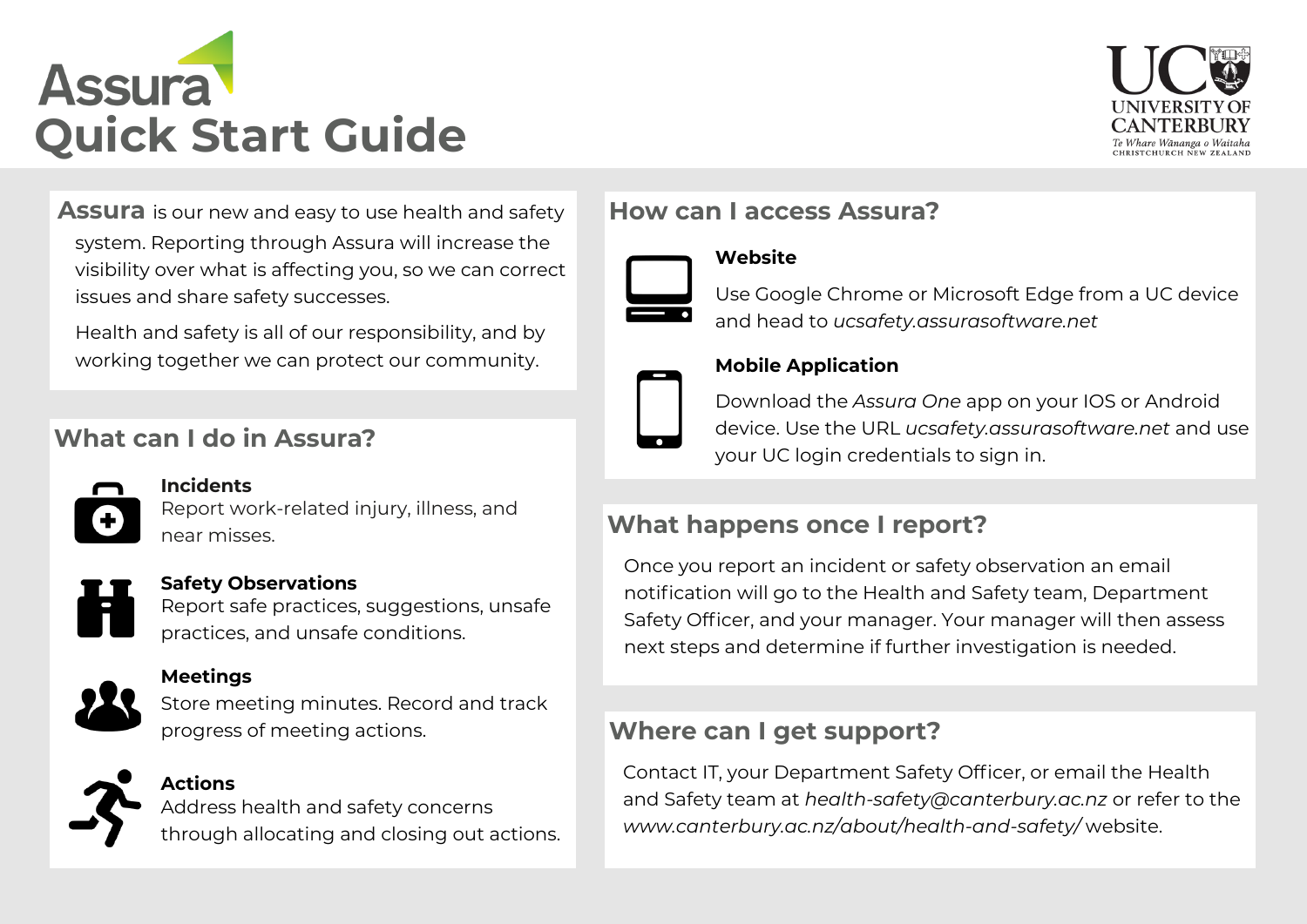# Assura Quick Start Guide

**Assura** is our new and easy to use health and safety system. Reporting through Assura will increase the visibility over what is affecting you, so we can correct issues and share safety successes.

Health and safety is all of our responsibility, and by working together we can protect our community.

## What can I do in Assura?

**Incidents**
Report work-related injury, illness, and near misses.

**Safety Observations**
Report safe practices, suggestions, unsafe practices, and unsafe conditions.

**Meetings**
Store meeting minutes. Record and track progress of meeting actions.

**Actions**
Address health and safety concerns through allocating and closing out actions.

## How can I access Assura?

**Website**

Use Google Chrome or Microsoft Edge from a UC device and head to *ucsafety.assurasoftware.net*

**Mobile Application**

Download the *Assura One* app on your IOS or Android device. Use the URL *ucsafety.assurasoftware.net* and use your UC login credentials to sign in.

## What happens once I report?

Once you report an incident or safety observation an email notification will go to the Health and Safety team, Department Safety Officer, and your manager. Your manager will then assess next steps and determine if further investigation is needed.

## Where can I get support?

Contact IT, your Department Safety Officer, or email the Health and Safety team at *health-safety@canterbury.ac.nz* or refer to the *www.canterbury.ac.nz/about/health-and-safety/* website.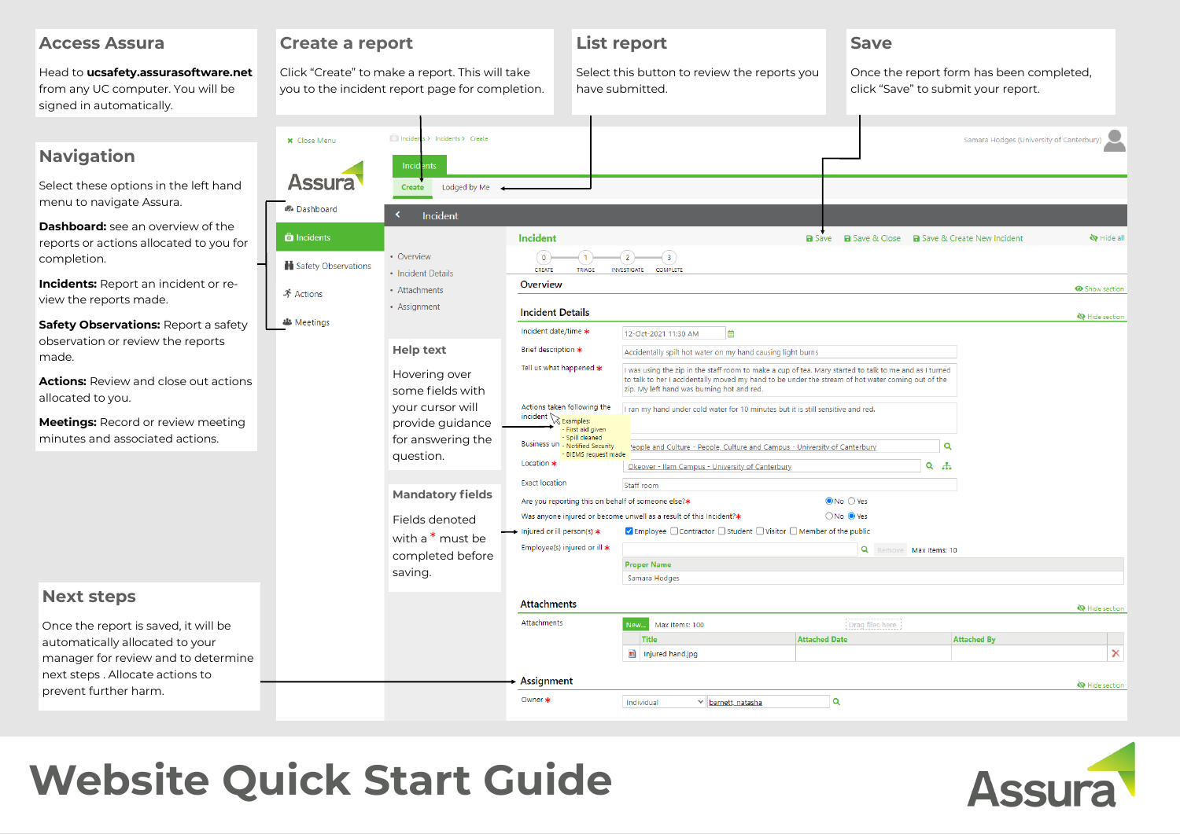## Access Assura

Head to **ucsafety.assurasoftware.net** from any UC computer. You will be signed in automatically.

## Create a report

Click "Create" to make a report. This will take you to the incident report page for completion.

## List report

Select this button to review the reports you have submitted.

## Save

Once the report form has been completed, click "Save" to submit your report.

## Navigation

Select these options in the left hand menu to navigate Assura.

**Dashboard:** see an overview of the reports or actions allocated to you for completion.

**Incidents:** Report an incident or re-view the reports made.

**Safety Observations:** Report a safety observation or review the reports made.

**Actions:** Review and close out actions allocated to you.

**Meetings:** Record or review meeting minutes and associated actions.

## Help text

Hovering over some fields with your cursor will provide guidance for answering the question.

## Mandatory fields

Fields denoted with a * must be completed before saving.

## Next steps

Once the report is saved, it will be automatically allocated to your manager for review and to determine next steps . Allocate actions to prevent further harm.

# Website Quick Start Guide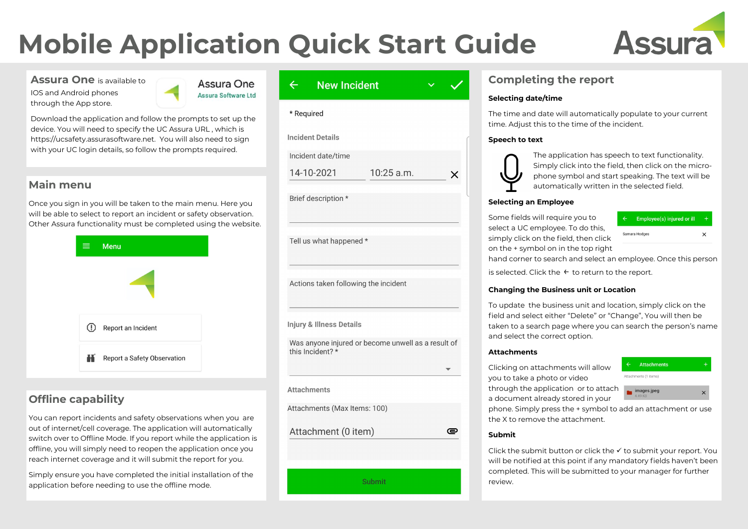# Mobile Application Quick Start Guide

Assura

**Assura One** is available to IOS and Android phones through the App store.

Assura One
Assura Software Ltd

Download the application and follow the prompts to set up the device. You will need to specify the UC Assura URL , which is https://ucsafety.assurasoftware.net. You will also need to sign with your UC login details, so follow the prompts required.

## Main menu

Once you sign in you will be taken to the main menu. Here you will be able to select to report an incident or safety observation. Other Assura functionality must be completed using the website.

Menu

Report an Incident

Report a Safety Observation

## Offline capability

You can report incidents and safety observations when you are out of internet/cell coverage. The application will automatically switch over to Offline Mode. If you report while the application is offline, you will simply need to reopen the application once you reach internet coverage and it will submit the report for you.

Simply ensure you have completed the initial installation of the application before needing to use the offline mode.

New Incident

* Required

Incident Details

Incident date/time

14-10-2021 10:25 a.m.

Brief description *

Tell us what happened *

Actions taken following the incident

Injury & Illness Details

Was anyone injured or become unwell as a result of this Incident? *

Attachments

Attachments (Max Items: 100)

Attachment (0 item)

Submit

## Completing the report

### Selecting date/time

The time and date will automatically populate to your current time. Adjust this to the time of the incident.

### Speech to text

The application has speech to text functionality. Simply click into the field, then click on the microphone symbol and start speaking. The text will be automatically written in the selected field.

### Selecting an Employee

Some fields will require you to select a UC employee. To do this, simply click on the field, then click on the + symbol on in the top right hand corner to search and select an employee. Once this person is selected. Click the ← to return to the report.

Employee(s) injured or ill

Samara Hodges

### Changing the Business unit or Location

To update the business unit and location, simply click on the field and select either “Delete” or “Change”, You will then be taken to a search page where you can search the person’s name and select the correct option.

### Attachments

Clicking on attachments will allow you to take a photo or video through the application or to attach a document already stored in your phone. Simply press the + symbol to add an attachment or use the X to remove the attachment.

Attachments

Attachments (1 items)

images.jpeg

### Submit

Click the submit button or click the ✓ to submit your report. You will be notified at this point if any mandatory fields haven’t been completed. This will be submitted to your manager for further review.